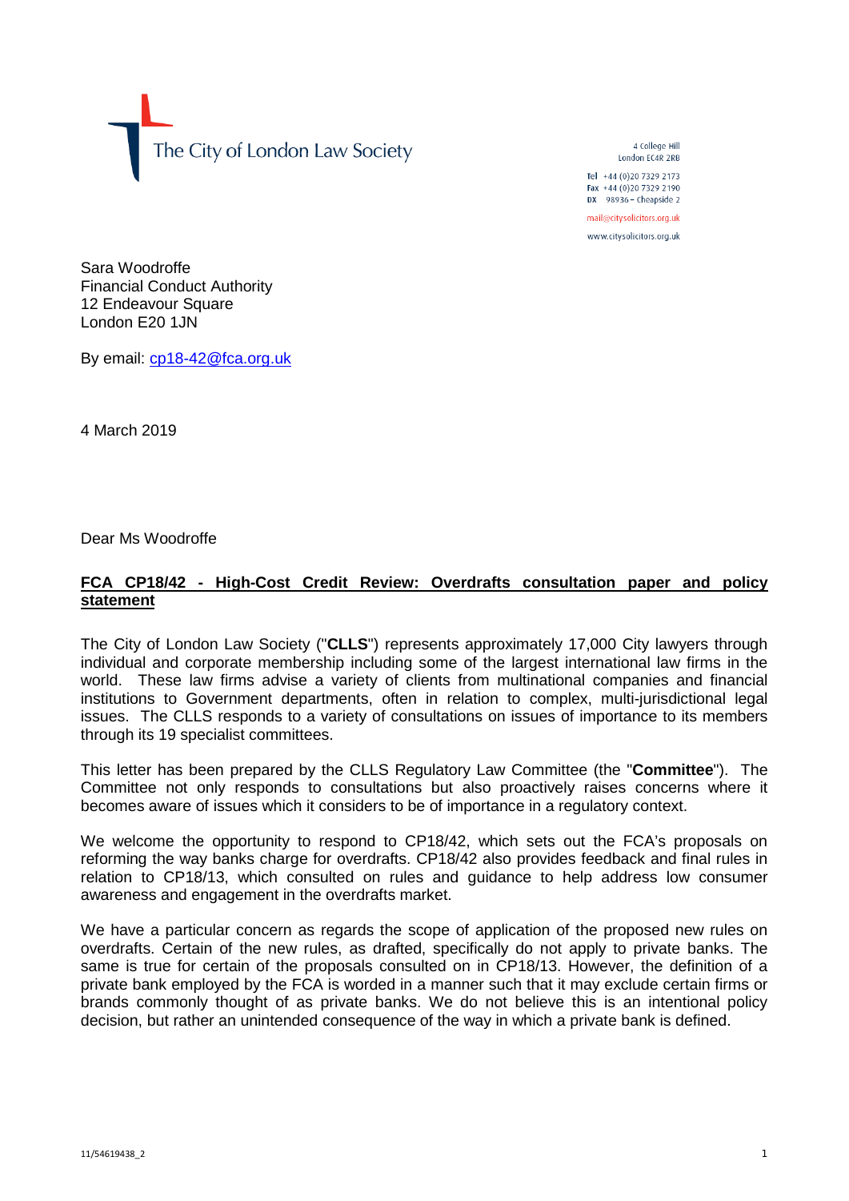The City of London Law Society

4 College Hill
London EC4R 2RB

Tel +44 (0)20 7329 2173
Fax +44 (0)20 7329 2190
DX 98936 – Cheapside 2

mail@citysolicitors.org.uk

www.citysolicitors.org.uk

Sara Woodroffe
Financial Conduct Authority
12 Endeavour Square
London E20 1JN

By email: cp18-42@fca.org.uk

4 March 2019

Dear Ms Woodroffe

**FCA CP18/42 - High-Cost Credit Review: Overdrafts consultation paper and policy statement**

The City of London Law Society ("**CLLS**") represents approximately 17,000 City lawyers through individual and corporate membership including some of the largest international law firms in the world. These law firms advise a variety of clients from multinational companies and financial institutions to Government departments, often in relation to complex, multi-jurisdictional legal issues. The CLLS responds to a variety of consultations on issues of importance to its members through its 19 specialist committees.

This letter has been prepared by the CLLS Regulatory Law Committee (the "**Committee**"). The Committee not only responds to consultations but also proactively raises concerns where it becomes aware of issues which it considers to be of importance in a regulatory context.

We welcome the opportunity to respond to CP18/42, which sets out the FCA's proposals on reforming the way banks charge for overdrafts. CP18/42 also provides feedback and final rules in relation to CP18/13, which consulted on rules and guidance to help address low consumer awareness and engagement in the overdrafts market.

We have a particular concern as regards the scope of application of the proposed new rules on overdrafts. Certain of the new rules, as drafted, specifically do not apply to private banks. The same is true for certain of the proposals consulted on in CP18/13. However, the definition of a private bank employed by the FCA is worded in a manner such that it may exclude certain firms or brands commonly thought of as private banks. We do not believe this is an intentional policy decision, but rather an unintended consequence of the way in which a private bank is defined.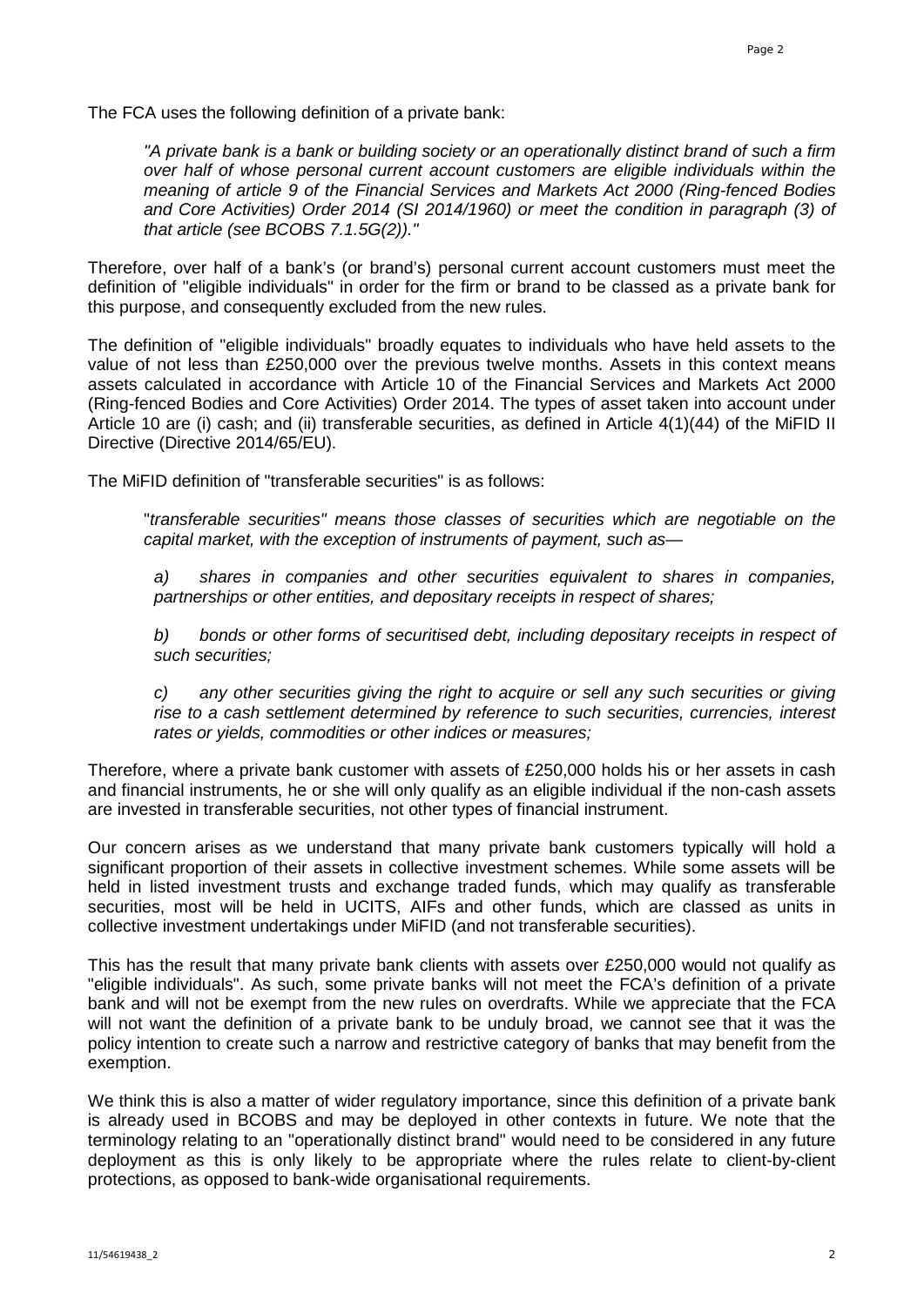The FCA uses the following definition of a private bank:

> *"A private bank is a bank or building society or an operationally distinct brand of such a firm over half of whose personal current account customers are eligible individuals within the meaning of article 9 of the Financial Services and Markets Act 2000 (Ring-fenced Bodies and Core Activities) Order 2014 (SI 2014/1960) or meet the condition in paragraph (3) of that article (see BCOBS 7.1.5G(2))."*

Therefore, over half of a bank's (or brand's) personal current account customers must meet the definition of "eligible individuals" in order for the firm or brand to be classed as a private bank for this purpose, and consequently excluded from the new rules.

The definition of "eligible individuals" broadly equates to individuals who have held assets to the value of not less than £250,000 over the previous twelve months. Assets in this context means assets calculated in accordance with Article 10 of the Financial Services and Markets Act 2000 (Ring-fenced Bodies and Core Activities) Order 2014. The types of asset taken into account under Article 10 are (i) cash; and (ii) transferable securities, as defined in Article 4(1)(44) of the MiFID II Directive (Directive 2014/65/EU).

The MiFID definition of "transferable securities" is as follows:

> "*transferable securities" means those classes of securities which are negotiable on the capital market, with the exception of instruments of payment, such as—*
>
> *a) shares in companies and other securities equivalent to shares in companies, partnerships or other entities, and depositary receipts in respect of shares;*
>
> *b) bonds or other forms of securitised debt, including depositary receipts in respect of such securities;*
>
> *c) any other securities giving the right to acquire or sell any such securities or giving rise to a cash settlement determined by reference to such securities, currencies, interest rates or yields, commodities or other indices or measures;*

Therefore, where a private bank customer with assets of £250,000 holds his or her assets in cash and financial instruments, he or she will only qualify as an eligible individual if the non-cash assets are invested in transferable securities, not other types of financial instrument.

Our concern arises as we understand that many private bank customers typically will hold a significant proportion of their assets in collective investment schemes. While some assets will be held in listed investment trusts and exchange traded funds, which may qualify as transferable securities, most will be held in UCITS, AIFs and other funds, which are classed as units in collective investment undertakings under MiFID (and not transferable securities).

This has the result that many private bank clients with assets over £250,000 would not qualify as "eligible individuals". As such, some private banks will not meet the FCA's definition of a private bank and will not be exempt from the new rules on overdrafts. While we appreciate that the FCA will not want the definition of a private bank to be unduly broad, we cannot see that it was the policy intention to create such a narrow and restrictive category of banks that may benefit from the exemption.

We think this is also a matter of wider regulatory importance, since this definition of a private bank is already used in BCOBS and may be deployed in other contexts in future. We note that the terminology relating to an "operationally distinct brand" would need to be considered in any future deployment as this is only likely to be appropriate where the rules relate to client-by-client protections, as opposed to bank-wide organisational requirements.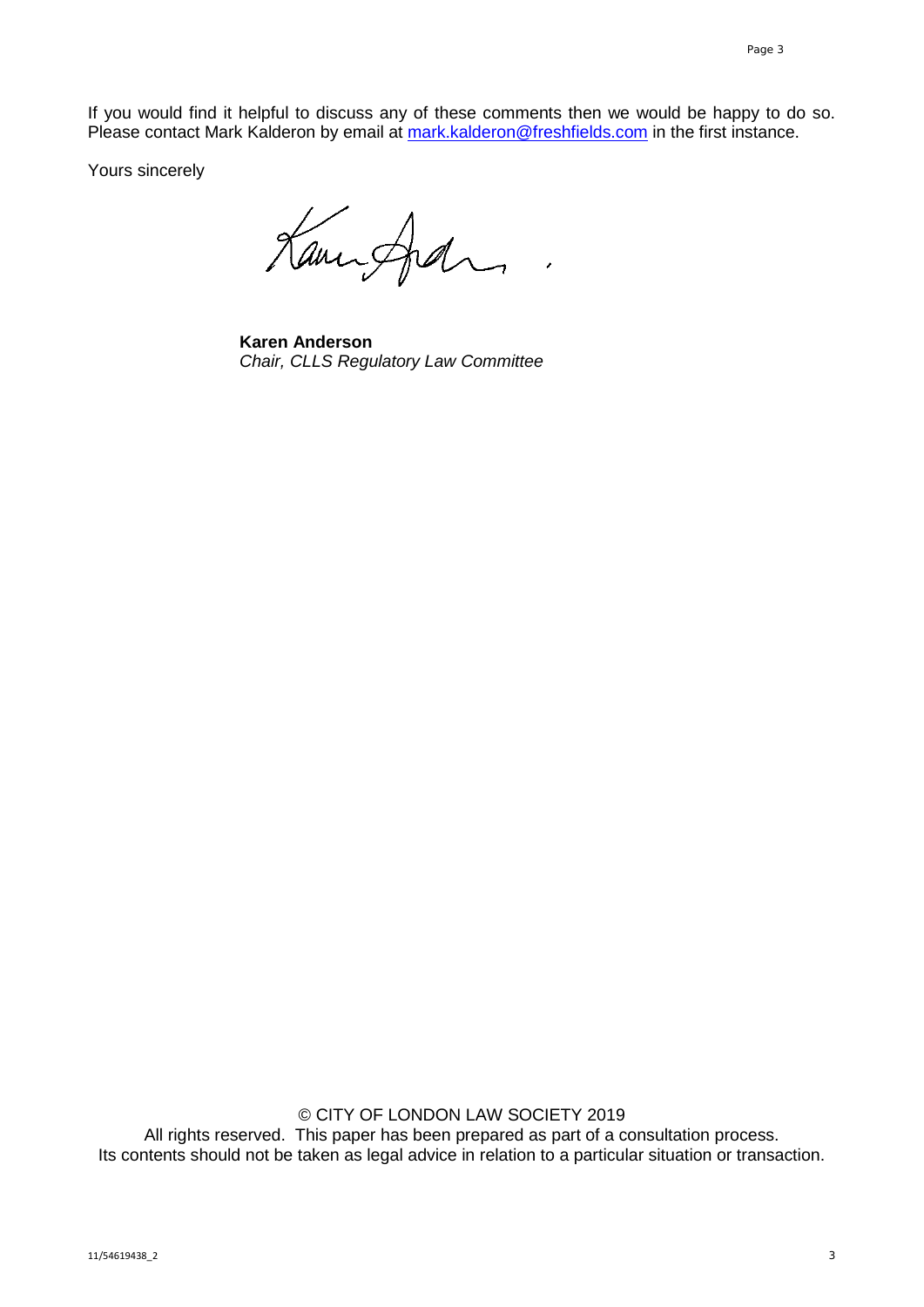If you would find it helpful to discuss any of these comments then we would be happy to do so. Please contact Mark Kalderon by email at [mark.kalderon@freshfields.com](mailto:mark.kalderon@freshfields.com) in the first instance.

Yours sincerely

**Karen Anderson**
*Chair, CLLS Regulatory Law Committee*

© CITY OF LONDON LAW SOCIETY 2019
All rights reserved. This paper has been prepared as part of a consultation process.
Its contents should not be taken as legal advice in relation to a particular situation or transaction.

11/54619438_2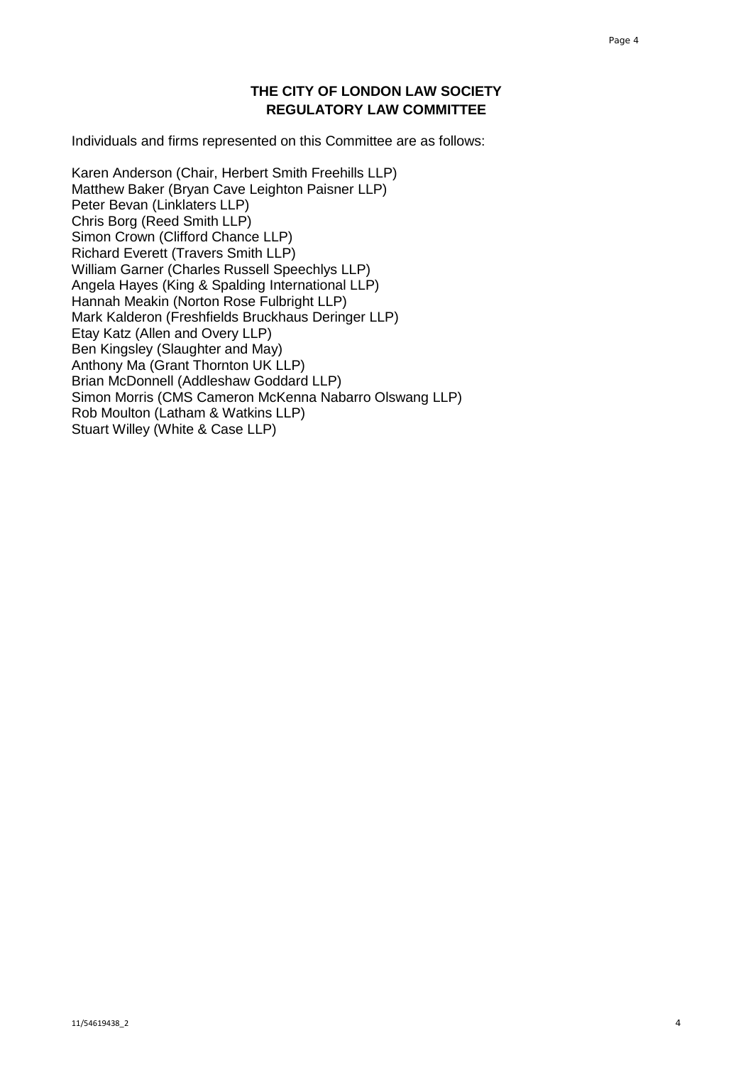## THE CITY OF LONDON LAW SOCIETY
## REGULATORY LAW COMMITTEE

Individuals and firms represented on this Committee are as follows:

Karen Anderson (Chair, Herbert Smith Freehills LLP)
Matthew Baker (Bryan Cave Leighton Paisner LLP)
Peter Bevan (Linklaters LLP)
Chris Borg (Reed Smith LLP)
Simon Crown (Clifford Chance LLP)
Richard Everett (Travers Smith LLP)
William Garner (Charles Russell Speechlys LLP)
Angela Hayes (King & Spalding International LLP)
Hannah Meakin (Norton Rose Fulbright LLP)
Mark Kalderon (Freshfields Bruckhaus Deringer LLP)
Etay Katz (Allen and Overy LLP)
Ben Kingsley (Slaughter and May)
Anthony Ma (Grant Thornton UK LLP)
Brian McDonnell (Addleshaw Goddard LLP)
Simon Morris (CMS Cameron McKenna Nabarro Olswang LLP)
Rob Moulton (Latham & Watkins LLP)
Stuart Willey (White & Case LLP)